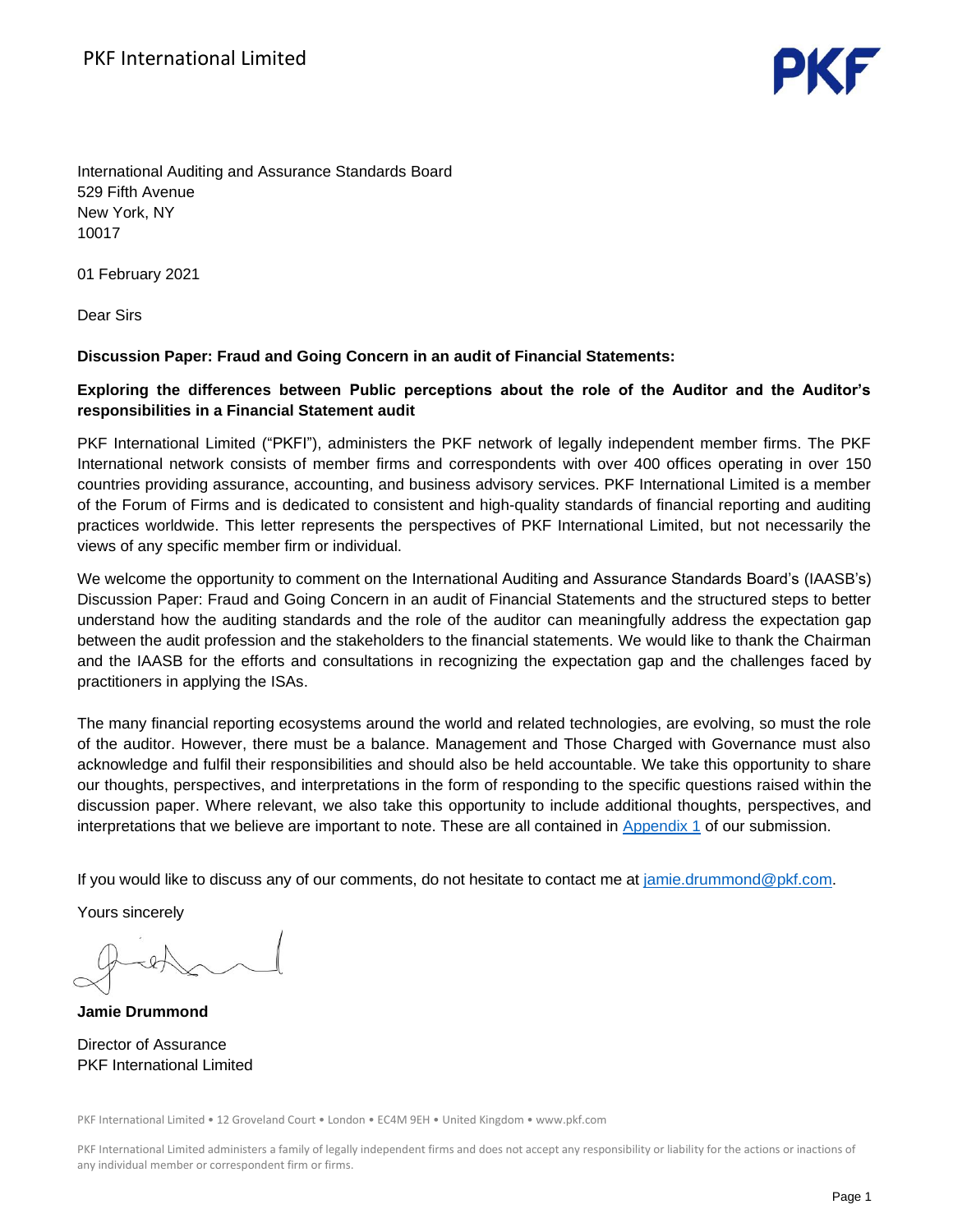PKF International Limited

International Auditing and Assurance Standards Board
529 Fifth Avenue
New York, NY
10017

01 February 2021

Dear Sirs

**Discussion Paper: Fraud and Going Concern in an audit of Financial Statements:**

**Exploring the differences between Public perceptions about the role of the Auditor and the Auditor's responsibilities in a Financial Statement audit**

PKF International Limited ("PKFI"), administers the PKF network of legally independent member firms. The PKF International network consists of member firms and correspondents with over 400 offices operating in over 150 countries providing assurance, accounting, and business advisory services. PKF International Limited is a member of the Forum of Firms and is dedicated to consistent and high-quality standards of financial reporting and auditing practices worldwide. This letter represents the perspectives of PKF International Limited, but not necessarily the views of any specific member firm or individual.

We welcome the opportunity to comment on the International Auditing and Assurance Standards Board's (IAASB's) Discussion Paper: Fraud and Going Concern in an audit of Financial Statements and the structured steps to better understand how the auditing standards and the role of the auditor can meaningfully address the expectation gap between the audit profession and the stakeholders to the financial statements. We would like to thank the Chairman and the IAASB for the efforts and consultations in recognizing the expectation gap and the challenges faced by practitioners in applying the ISAs.

The many financial reporting ecosystems around the world and related technologies, are evolving, so must the role of the auditor. However, there must be a balance. Management and Those Charged with Governance must also acknowledge and fulfil their responsibilities and should also be held accountable. We take this opportunity to share our thoughts, perspectives, and interpretations in the form of responding to the specific questions raised within the discussion paper. Where relevant, we also take this opportunity to include additional thoughts, perspectives, and interpretations that we believe are important to note. These are all contained in Appendix 1 of our submission.

If you would like to discuss any of our comments, do not hesitate to contact me at jamie.drummond@pkf.com.

Yours sincerely

**Jamie Drummond**

Director of Assurance
PKF International Limited

PKF International Limited • 12 Groveland Court • London • EC4M 9EH • United Kingdom • www.pkf.com

PKF International Limited administers a family of legally independent firms and does not accept any responsibility or liability for the actions or inactions of any individual member or correspondent firm or firms.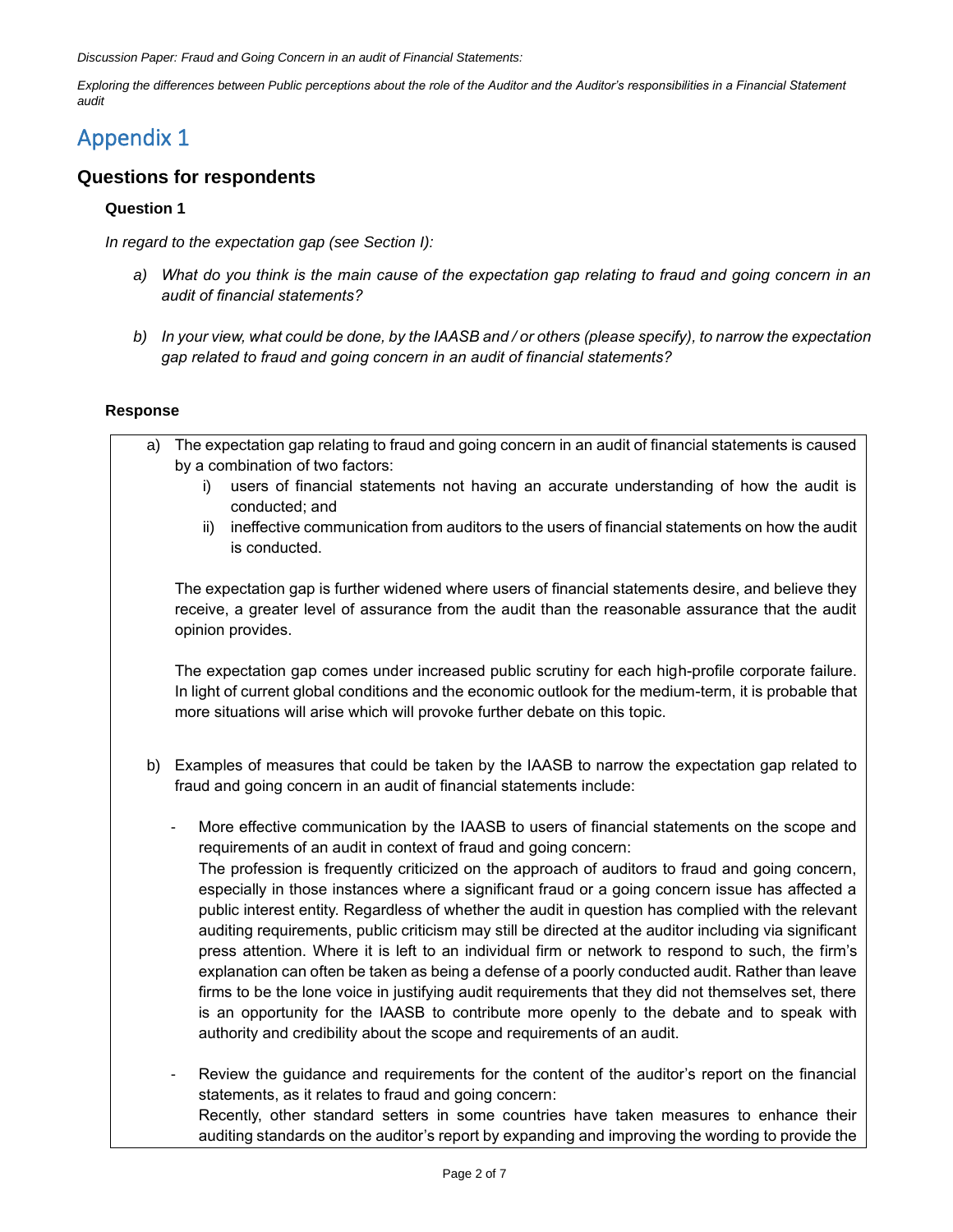# Appendix 1

## Questions for respondents

### Question 1

*In regard to the expectation gap (see Section I):*

a) *What do you think is the main cause of the expectation gap relating to fraud and going concern in an audit of financial statements?*

b) *In your view, what could be done, by the IAASB and / or others (please specify), to narrow the expectation gap related to fraud and going concern in an audit of financial statements?*

### Response

a) The expectation gap relating to fraud and going concern in an audit of financial statements is caused by a combination of two factors:

   i) users of financial statements not having an accurate understanding of how the audit is conducted; and

   ii) ineffective communication from auditors to the users of financial statements on how the audit is conducted.

   The expectation gap is further widened where users of financial statements desire, and believe they receive, a greater level of assurance from the audit than the reasonable assurance that the audit opinion provides.

   The expectation gap comes under increased public scrutiny for each high-profile corporate failure. In light of current global conditions and the economic outlook for the medium-term, it is probable that more situations will arise which will provoke further debate on this topic.

b) Examples of measures that could be taken by the IAASB to narrow the expectation gap related to fraud and going concern in an audit of financial statements include:

   - More effective communication by the IAASB to users of financial statements on the scope and requirements of an audit in context of fraud and going concern:
     The profession is frequently criticized on the approach of auditors to fraud and going concern, especially in those instances where a significant fraud or a going concern issue has affected a public interest entity. Regardless of whether the audit in question has complied with the relevant auditing requirements, public criticism may still be directed at the auditor including via significant press attention. Where it is left to an individual firm or network to respond to such, the firm's explanation can often be taken as being a defense of a poorly conducted audit. Rather than leave firms to be the lone voice in justifying audit requirements that they did not themselves set, there is an opportunity for the IAASB to contribute more openly to the debate and to speak with authority and credibility about the scope and requirements of an audit.

   - Review the guidance and requirements for the content of the auditor's report on the financial statements, as it relates to fraud and going concern:
     Recently, other standard setters in some countries have taken measures to enhance their auditing standards on the auditor's report by expanding and improving the wording to provide the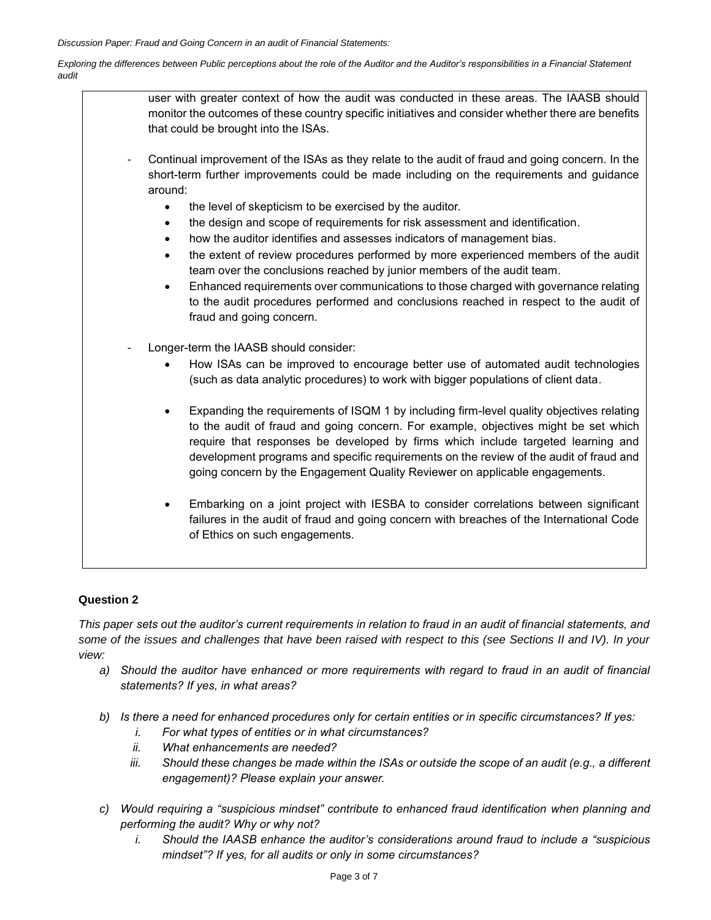user with greater context of how the audit was conducted in these areas. The IAASB should monitor the outcomes of these country specific initiatives and consider whether there are benefits that could be brought into the ISAs.

- Continual improvement of the ISAs as they relate to the audit of fraud and going concern. In the short-term further improvements could be made including on the requirements and guidance around:
    - the level of skepticism to be exercised by the auditor.
    - the design and scope of requirements for risk assessment and identification.
    - how the auditor identifies and assesses indicators of management bias.
    - the extent of review procedures performed by more experienced members of the audit team over the conclusions reached by junior members of the audit team.
    - Enhanced requirements over communications to those charged with governance relating to the audit procedures performed and conclusions reached in respect to the audit of fraud and going concern.

- Longer-term the IAASB should consider:
    - How ISAs can be improved to encourage better use of automated audit technologies (such as data analytic procedures) to work with bigger populations of client data.
    - Expanding the requirements of ISQM 1 by including firm-level quality objectives relating to the audit of fraud and going concern. For example, objectives might be set which require that responses be developed by firms which include targeted learning and development programs and specific requirements on the review of the audit of fraud and going concern by the Engagement Quality Reviewer on applicable engagements.
    - Embarking on a joint project with IESBA to consider correlations between significant failures in the audit of fraud and going concern with breaches of the International Code of Ethics on such engagements.

**Question 2**

*This paper sets out the auditor's current requirements in relation to fraud in an audit of financial statements, and some of the issues and challenges that have been raised with respect to this (see Sections II and IV). In your view:*

a) *Should the auditor have enhanced or more requirements with regard to fraud in an audit of financial statements? If yes, in what areas?*

b) *Is there a need for enhanced procedures only for certain entities or in specific circumstances? If yes:*
    i. *For what types of entities or in what circumstances?*
    ii. *What enhancements are needed?*
    iii. *Should these changes be made within the ISAs or outside the scope of an audit (e.g., a different engagement)? Please explain your answer.*

c) *Would requiring a "suspicious mindset" contribute to enhanced fraud identification when planning and performing the audit? Why or why not?*
    i. *Should the IAASB enhance the auditor's considerations around fraud to include a "suspicious mindset"? If yes, for all audits or only in some circumstances?*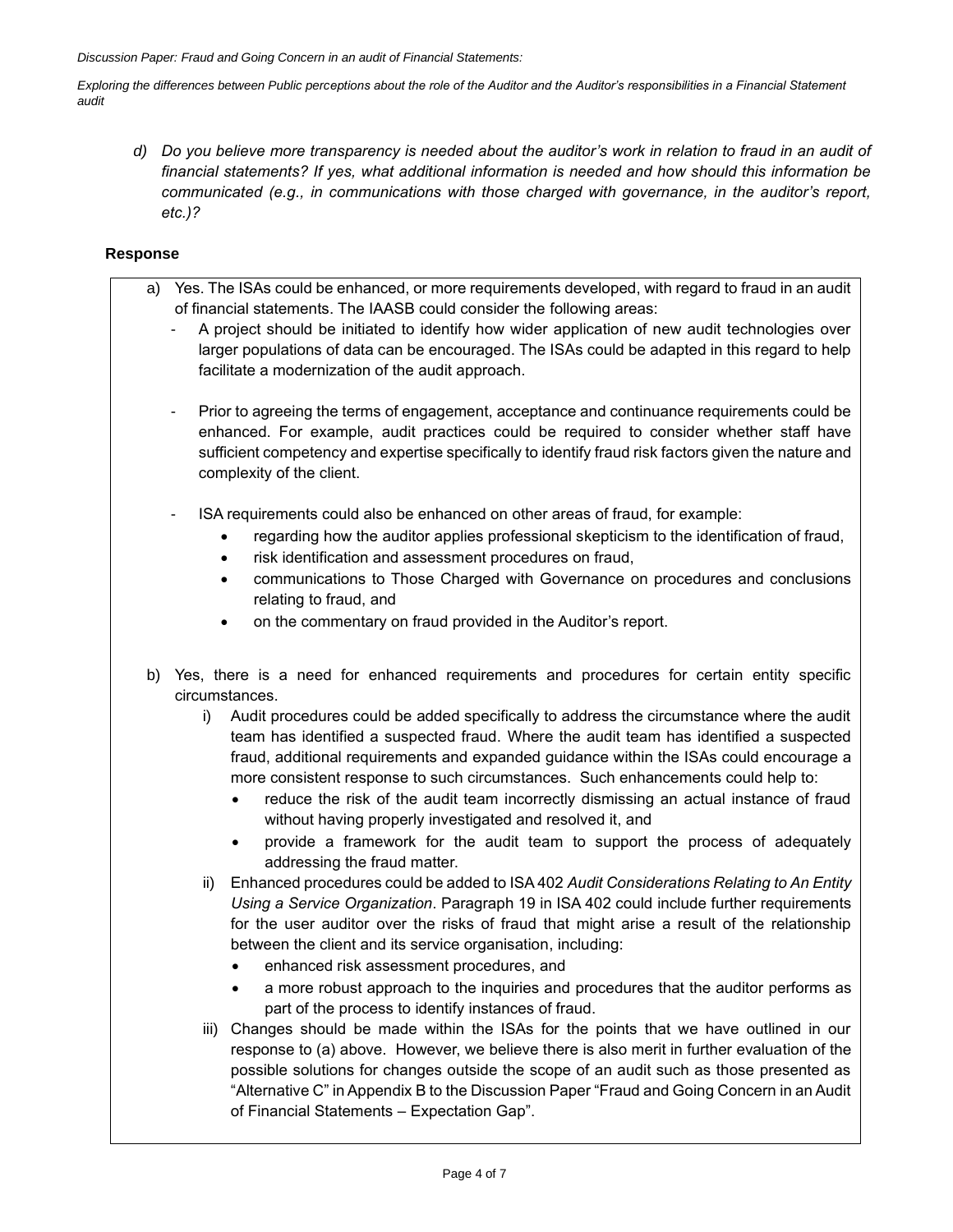d) *Do you believe more transparency is needed about the auditor's work in relation to fraud in an audit of financial statements? If yes, what additional information is needed and how should this information be communicated (e.g., in communications with those charged with governance, in the auditor's report, etc.)?*

**Response**

a) Yes. The ISAs could be enhanced, or more requirements developed, with regard to fraud in an audit of financial statements. The IAASB could consider the following areas:

- A project should be initiated to identify how wider application of new audit technologies over larger populations of data can be encouraged. The ISAs could be adapted in this regard to help facilitate a modernization of the audit approach.

- Prior to agreeing the terms of engagement, acceptance and continuance requirements could be enhanced. For example, audit practices could be required to consider whether staff have sufficient competency and expertise specifically to identify fraud risk factors given the nature and complexity of the client.

- ISA requirements could also be enhanced on other areas of fraud, for example:
  - regarding how the auditor applies professional skepticism to the identification of fraud,
  - risk identification and assessment procedures on fraud,
  - communications to Those Charged with Governance on procedures and conclusions relating to fraud, and
  - on the commentary on fraud provided in the Auditor's report.

b) Yes, there is a need for enhanced requirements and procedures for certain entity specific circumstances.

i) Audit procedures could be added specifically to address the circumstance where the audit team has identified a suspected fraud. Where the audit team has identified a suspected fraud, additional requirements and expanded guidance within the ISAs could encourage a more consistent response to such circumstances. Such enhancements could help to:
   - reduce the risk of the audit team incorrectly dismissing an actual instance of fraud without having properly investigated and resolved it, and
   - provide a framework for the audit team to support the process of adequately addressing the fraud matter.

ii) Enhanced procedures could be added to ISA 402 *Audit Considerations Relating to An Entity Using a Service Organization*. Paragraph 19 in ISA 402 could include further requirements for the user auditor over the risks of fraud that might arise a result of the relationship between the client and its service organisation, including:
   - enhanced risk assessment procedures, and
   - a more robust approach to the inquiries and procedures that the auditor performs as part of the process to identify instances of fraud.

iii) Changes should be made within the ISAs for the points that we have outlined in our response to (a) above. However, we believe there is also merit in further evaluation of the possible solutions for changes outside the scope of an audit such as those presented as "Alternative C" in Appendix B to the Discussion Paper "Fraud and Going Concern in an Audit of Financial Statements – Expectation Gap".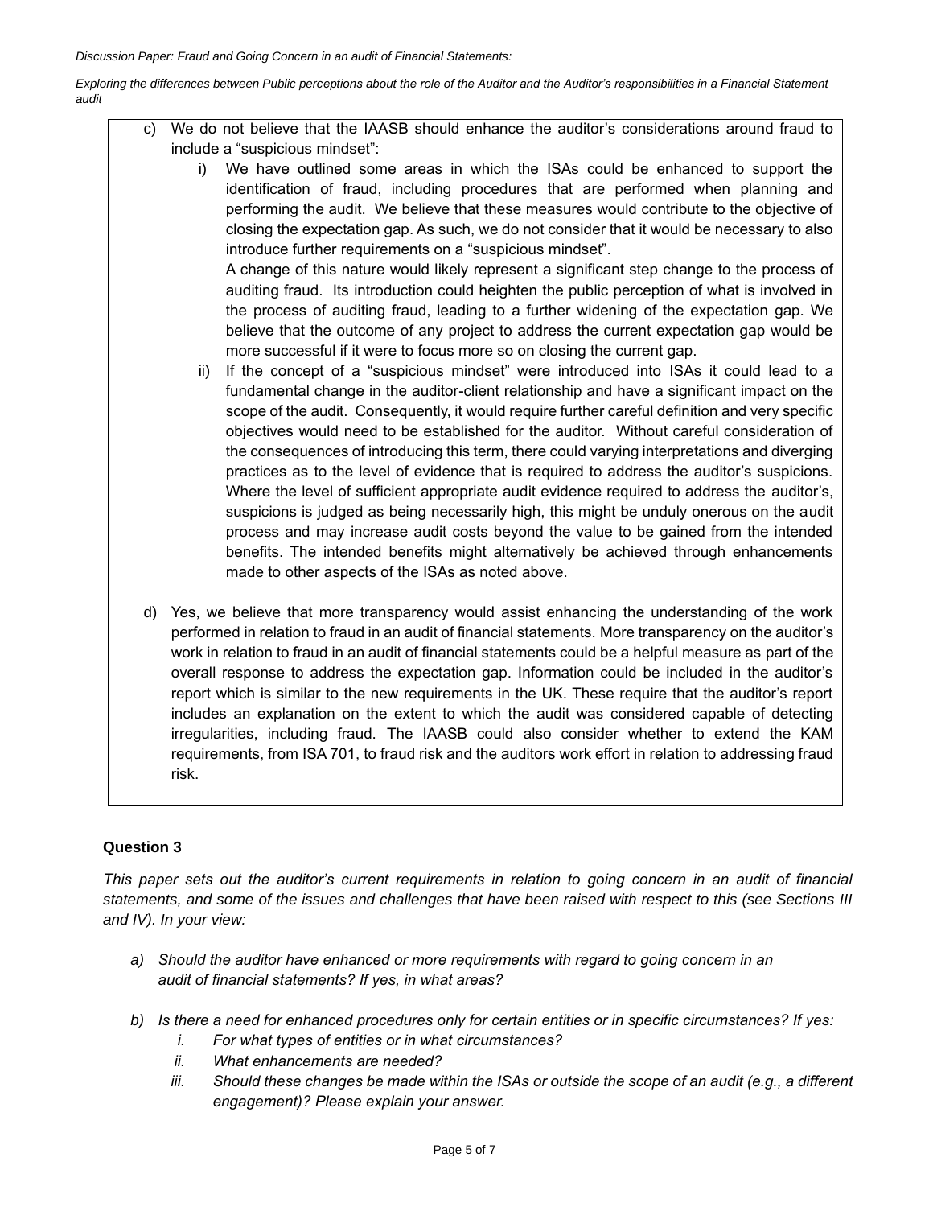c) We do not believe that the IAASB should enhance the auditor's considerations around fraud to include a "suspicious mindset":

   i) We have outlined some areas in which the ISAs could be enhanced to support the identification of fraud, including procedures that are performed when planning and performing the audit. We believe that these measures would contribute to the objective of closing the expectation gap. As such, we do not consider that it would be necessary to also introduce further requirements on a "suspicious mindset".

      A change of this nature would likely represent a significant step change to the process of auditing fraud. Its introduction could heighten the public perception of what is involved in the process of auditing fraud, leading to a further widening of the expectation gap. We believe that the outcome of any project to address the current expectation gap would be more successful if it were to focus more so on closing the current gap.

   ii) If the concept of a "suspicious mindset" were introduced into ISAs it could lead to a fundamental change in the auditor-client relationship and have a significant impact on the scope of the audit. Consequently, it would require further careful definition and very specific objectives would need to be established for the auditor. Without careful consideration of the consequences of introducing this term, there could varying interpretations and diverging practices as to the level of evidence that is required to address the auditor's suspicions. Where the level of sufficient appropriate audit evidence required to address the auditor's, suspicions is judged as being necessarily high, this might be unduly onerous on the audit process and may increase audit costs beyond the value to be gained from the intended benefits. The intended benefits might alternatively be achieved through enhancements made to other aspects of the ISAs as noted above.

d) Yes, we believe that more transparency would assist enhancing the understanding of the work performed in relation to fraud in an audit of financial statements. More transparency on the auditor's work in relation to fraud in an audit of financial statements could be a helpful measure as part of the overall response to address the expectation gap. Information could be included in the auditor's report which is similar to the new requirements in the UK. These require that the auditor's report includes an explanation on the extent to which the audit was considered capable of detecting irregularities, including fraud. The IAASB could also consider whether to extend the KAM requirements, from ISA 701, to fraud risk and the auditors work effort in relation to addressing fraud risk.

### Question 3

*This paper sets out the auditor's current requirements in relation to going concern in an audit of financial statements, and some of the issues and challenges that have been raised with respect to this (see Sections III and IV). In your view:*

a) *Should the auditor have enhanced or more requirements with regard to going concern in an audit of financial statements? If yes, in what areas?*

b) *Is there a need for enhanced procedures only for certain entities or in specific circumstances? If yes:*
   i. *For what types of entities or in what circumstances?*
   ii. *What enhancements are needed?*
   iii. *Should these changes be made within the ISAs or outside the scope of an audit (e.g., a different engagement)? Please explain your answer.*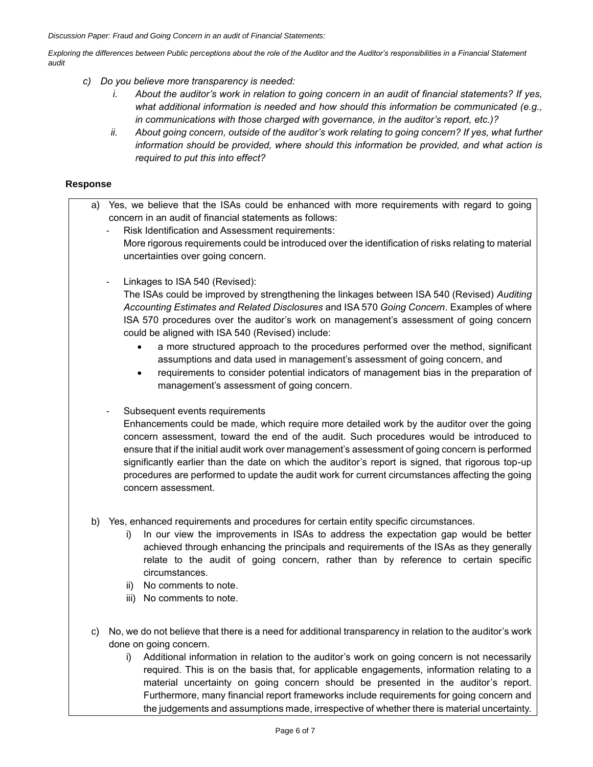- c) *Do you believe more transparency is needed:*
    - i. *About the auditor's work in relation to going concern in an audit of financial statements? If yes, what additional information is needed and how should this information be communicated (e.g., in communications with those charged with governance, in the auditor's report, etc.)?*
    - ii. *About going concern, outside of the auditor's work relating to going concern? If yes, what further information should be provided, where should this information be provided, and what action is required to put this into effect?*

### Response

a) Yes, we believe that the ISAs could be enhanced with more requirements with regard to going concern in an audit of financial statements as follows:

- Risk Identification and Assessment requirements:
  More rigorous requirements could be introduced over the identification of risks relating to material uncertainties over going concern.

- Linkages to ISA 540 (Revised):
  The ISAs could be improved by strengthening the linkages between ISA 540 (Revised) *Auditing Accounting Estimates and Related Disclosures* and ISA 570 *Going Concern*. Examples of where ISA 570 procedures over the auditor's work on management's assessment of going concern could be aligned with ISA 540 (Revised) include:
    - a more structured approach to the procedures performed over the method, significant assumptions and data used in management's assessment of going concern, and
    - requirements to consider potential indicators of management bias in the preparation of management's assessment of going concern.

- Subsequent events requirements
  Enhancements could be made, which require more detailed work by the auditor over the going concern assessment, toward the end of the audit. Such procedures would be introduced to ensure that if the initial audit work over management's assessment of going concern is performed significantly earlier than the date on which the auditor's report is signed, that rigorous top-up procedures are performed to update the audit work for current circumstances affecting the going concern assessment.

b) Yes, enhanced requirements and procedures for certain entity specific circumstances.

- i) In our view the improvements in ISAs to address the expectation gap would be better achieved through enhancing the principals and requirements of the ISAs as they generally relate to the audit of going concern, rather than by reference to certain specific circumstances.
- ii) No comments to note.
- iii) No comments to note.

c) No, we do not believe that there is a need for additional transparency in relation to the auditor's work done on going concern.

- i) Additional information in relation to the auditor's work on going concern is not necessarily required. This is on the basis that, for applicable engagements, information relating to a material uncertainty on going concern should be presented in the auditor's report. Furthermore, many financial report frameworks include requirements for going concern and the judgements and assumptions made, irrespective of whether there is material uncertainty.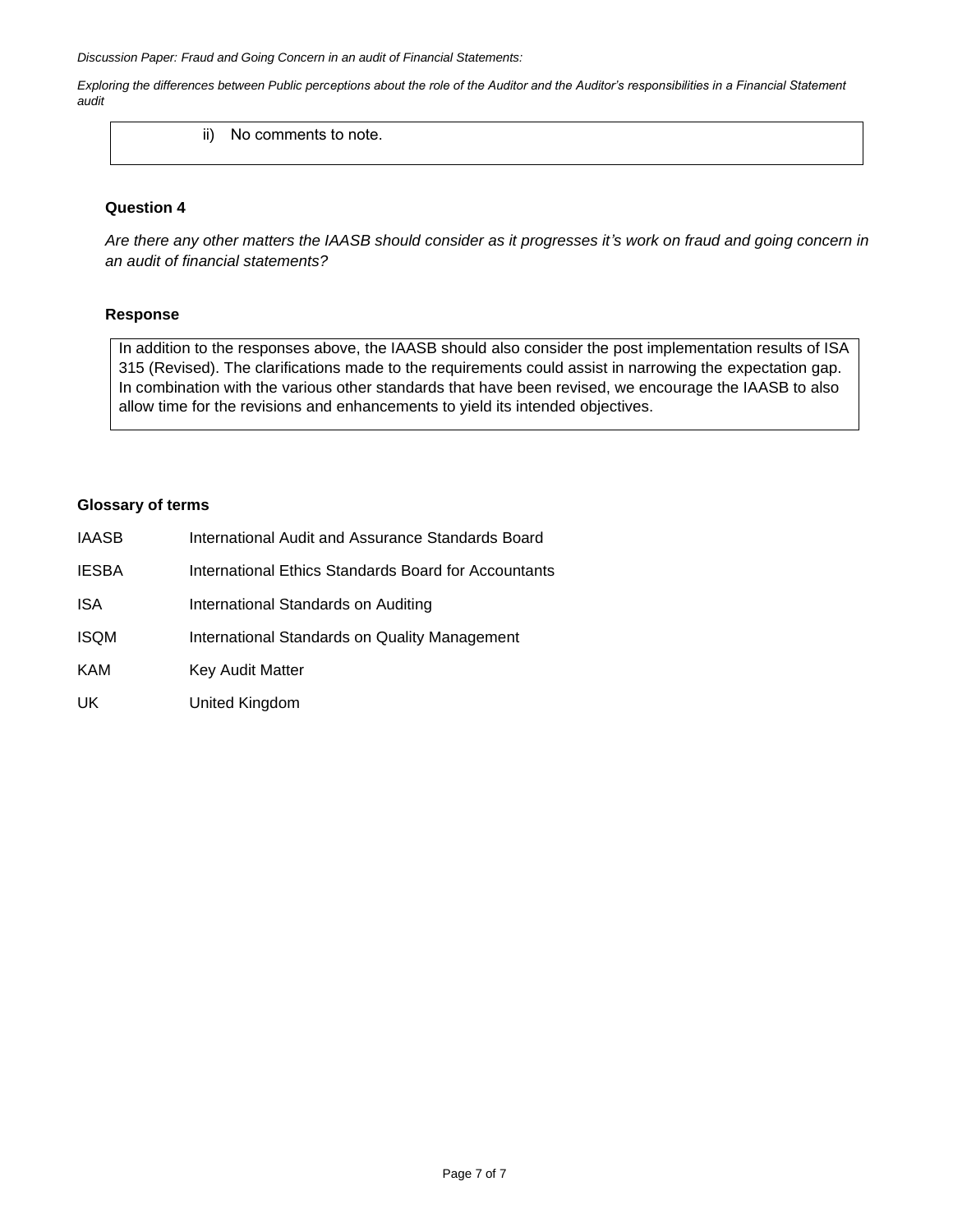ii) No comments to note.

**Question 4**

*Are there any other matters the IAASB should consider as it progresses it's work on fraud and going concern in an audit of financial statements?*

**Response**

In addition to the responses above, the IAASB should also consider the post implementation results of ISA 315 (Revised). The clarifications made to the requirements could assist in narrowing the expectation gap. In combination with the various other standards that have been revised, we encourage the IAASB to also allow time for the revisions and enhancements to yield its intended objectives.

**Glossary of terms**

| | |
|---|---|
| IAASB | International Audit and Assurance Standards Board |
| IESBA | International Ethics Standards Board for Accountants |
| ISA | International Standards on Auditing |
| ISQM | International Standards on Quality Management |
| KAM | Key Audit Matter |
| UK | United Kingdom |